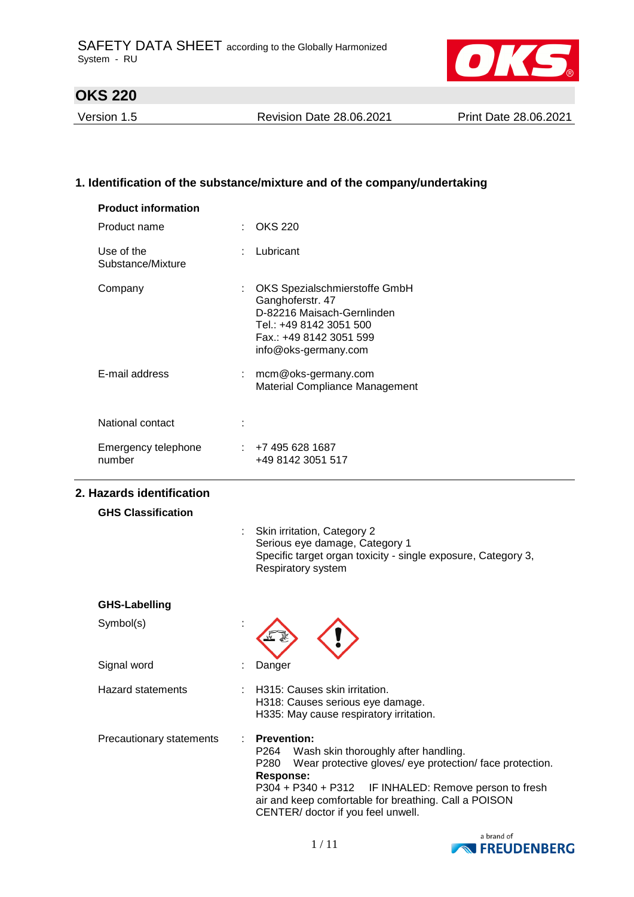SAFETY DATA SHEET according to the Globally Harmonized System - RU

# OKS 220

Version 1.5 | Revision Date 28.06.2021 | Print Date 28.06.2021

## 1. Identification of the substance/mixture and of the company/undertaking

**Product information**

Product name : OKS 220

Use of the Substance/Mixture : Lubricant

Company : OKS Spezialschmierstoffe GmbH
Ganghoferstr. 47
D-82216 Maisach-Gernlinden
Tel.: +49 8142 3051 500
Fax.: +49 8142 3051 599
info@oks-germany.com

E-mail address : mcm@oks-germany.com
Material Compliance Management

National contact :

Emergency telephone number : +7 495 628 1687
+49 8142 3051 517

## 2. Hazards identification

**GHS Classification**

: Skin irritation, Category 2
Serious eye damage, Category 1
Specific target organ toxicity - single exposure, Category 3, Respiratory system

**GHS-Labelling**

Symbol(s) :

Signal word : Danger

Hazard statements : H315: Causes skin irritation.
H318: Causes serious eye damage.
H335: May cause respiratory irritation.

Precautionary statements : **Prevention:**
P264 Wash skin thoroughly after handling.
P280 Wear protective gloves/ eye protection/ face protection.
**Response:**
P304 + P340 + P312 IF INHALED: Remove person to fresh air and keep comfortable for breathing. Call a POISON CENTER/ doctor if you feel unwell.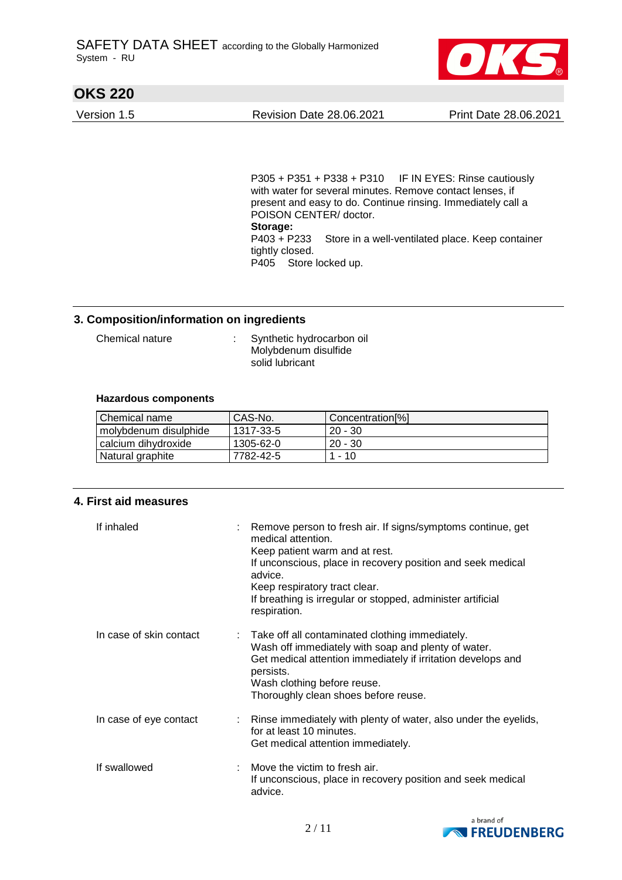P305 + P351 + P338 + P310 IF IN EYES: Rinse cautiously with water for several minutes. Remove contact lenses, if present and easy to do. Continue rinsing. Immediately call a POISON CENTER/ doctor.

**Storage:**

P403 + P233 Store in a well-ventilated place. Keep container tightly closed.

P405 Store locked up.

## 3. Composition/information on ingredients

Chemical nature : Synthetic hydrocarbon oil
Molybdenum disulfide
solid lubricant

**Hazardous components**

| Chemical name | CAS-No. | Concentration[%] |
| --- | --- | --- |
| molybdenum disulphide | 1317-33-5 | 20 - 30 |
| calcium dihydroxide | 1305-62-0 | 20 - 30 |
| Natural graphite | 7782-42-5 | 1 - 10 |

## 4. First aid measures

If inhaled : Remove person to fresh air. If signs/symptoms continue, get medical attention.
Keep patient warm and at rest.
If unconscious, place in recovery position and seek medical advice.
Keep respiratory tract clear.
If breathing is irregular or stopped, administer artificial respiration.

In case of skin contact : Take off all contaminated clothing immediately.
Wash off immediately with soap and plenty of water.
Get medical attention immediately if irritation develops and persists.
Wash clothing before reuse.
Thoroughly clean shoes before reuse.

In case of eye contact : Rinse immediately with plenty of water, also under the eyelids, for at least 10 minutes.
Get medical attention immediately.

If swallowed : Move the victim to fresh air.
If unconscious, place in recovery position and seek medical advice.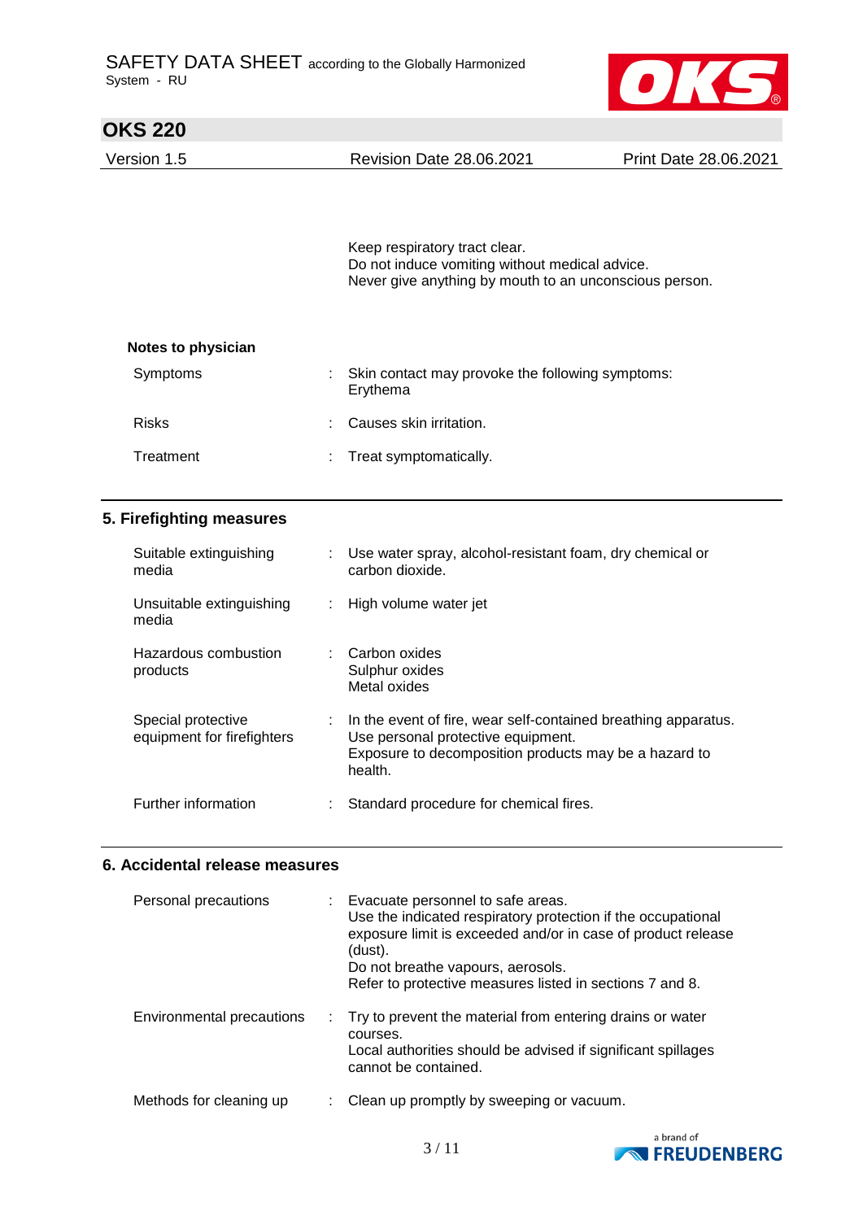Keep respiratory tract clear.
Do not induce vomiting without medical advice.
Never give anything by mouth to an unconscious person.

**Notes to physician**

| | |
|---|---|
| Symptoms | : Skin contact may provoke the following symptoms: Erythema |
| Risks | : Causes skin irritation. |
| Treatment | : Treat symptomatically. |

## 5. Firefighting measures

| | |
|---|---|
| Suitable extinguishing media | : Use water spray, alcohol-resistant foam, dry chemical or carbon dioxide. |
| Unsuitable extinguishing media | : High volume water jet |
| Hazardous combustion products | : Carbon oxides<br>Sulphur oxides<br>Metal oxides |
| Special protective equipment for firefighters | : In the event of fire, wear self-contained breathing apparatus.<br>Use personal protective equipment.<br>Exposure to decomposition products may be a hazard to health. |
| Further information | : Standard procedure for chemical fires. |

## 6. Accidental release measures

| | |
|---|---|
| Personal precautions | : Evacuate personnel to safe areas.<br>Use the indicated respiratory protection if the occupational exposure limit is exceeded and/or in case of product release (dust).<br>Do not breathe vapours, aerosols.<br>Refer to protective measures listed in sections 7 and 8. |
| Environmental precautions | : Try to prevent the material from entering drains or water courses.<br>Local authorities should be advised if significant spillages cannot be contained. |
| Methods for cleaning up | : Clean up promptly by sweeping or vacuum. |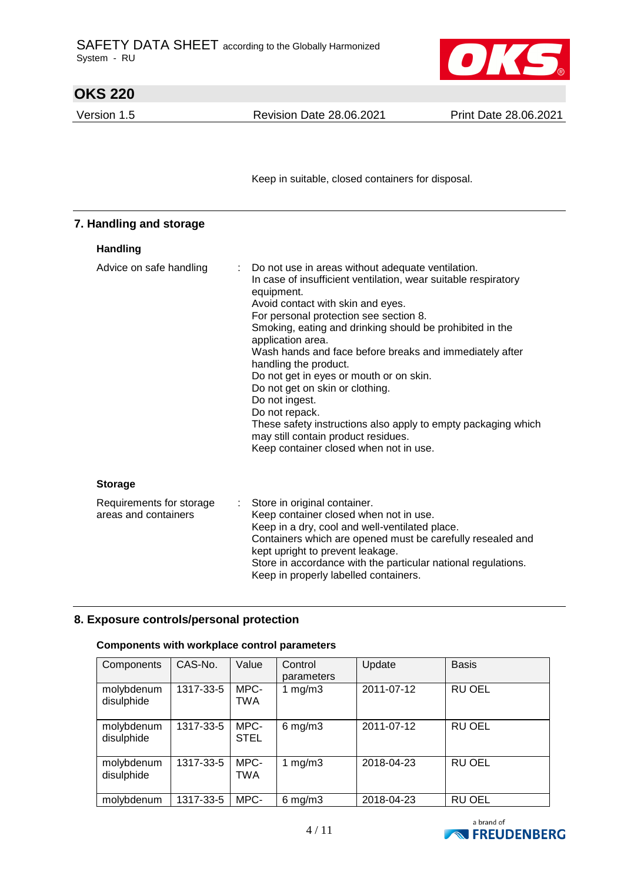Keep in suitable, closed containers for disposal.

## 7. Handling and storage

### Handling

Advice on safe handling : Do not use in areas without adequate ventilation.
In case of insufficient ventilation, wear suitable respiratory equipment.
Avoid contact with skin and eyes.
For personal protection see section 8.
Smoking, eating and drinking should be prohibited in the application area.
Wash hands and face before breaks and immediately after handling the product.
Do not get in eyes or mouth or on skin.
Do not get on skin or clothing.
Do not ingest.
Do not repack.
These safety instructions also apply to empty packaging which may still contain product residues.
Keep container closed when not in use.

### Storage

Requirements for storage areas and containers : Store in original container.
Keep container closed when not in use.
Keep in a dry, cool and well-ventilated place.
Containers which are opened must be carefully resealed and kept upright to prevent leakage.
Store in accordance with the particular national regulations.
Keep in properly labelled containers.

## 8. Exposure controls/personal protection

### Components with workplace control parameters

| Components | CAS-No. | Value | Control parameters | Update | Basis |
|---|---|---|---|---|---|
| molybdenum disulphide | 1317-33-5 | MPC-TWA | 1 mg/m3 | 2011-07-12 | RU OEL |
| molybdenum disulphide | 1317-33-5 | MPC-STEL | 6 mg/m3 | 2011-07-12 | RU OEL |
| molybdenum disulphide | 1317-33-5 | MPC-TWA | 1 mg/m3 | 2018-04-23 | RU OEL |
| molybdenum | 1317-33-5 | MPC- | 6 mg/m3 | 2018-04-23 | RU OEL |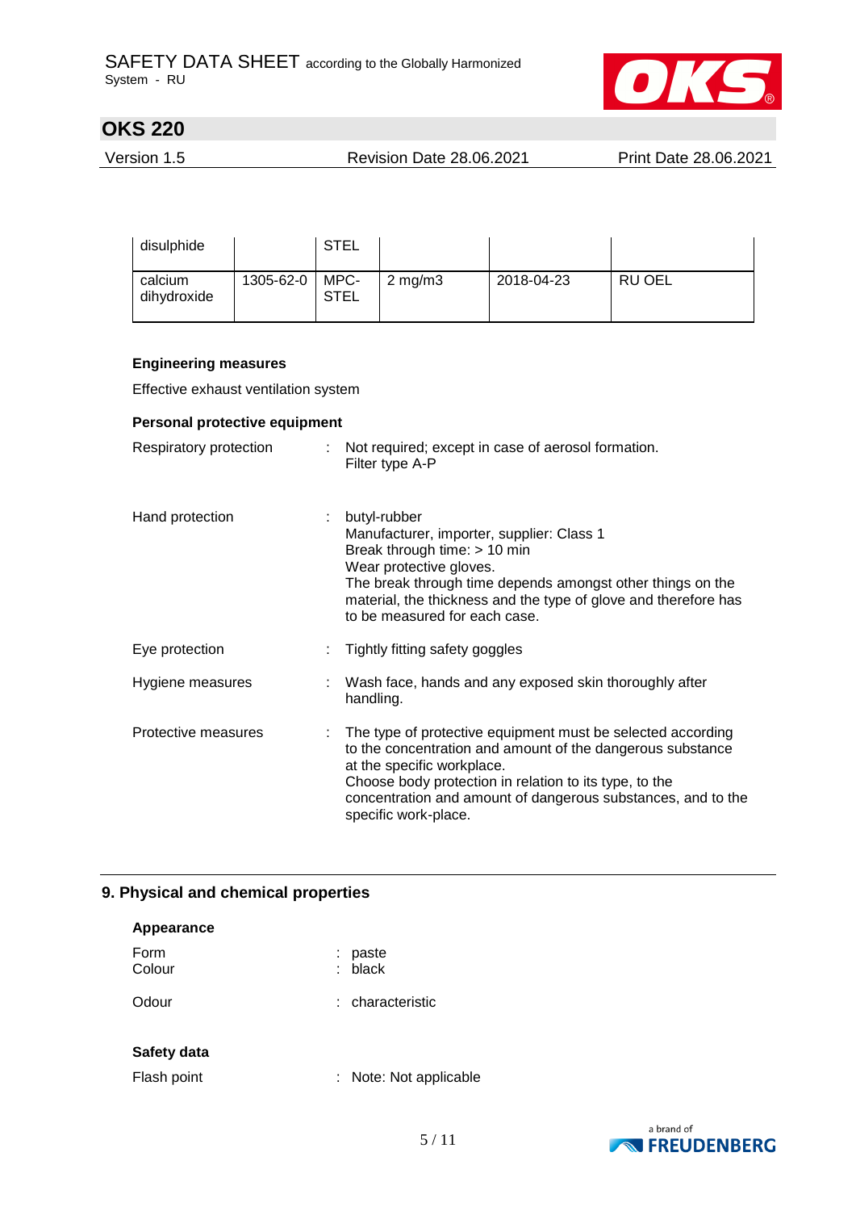| disulphide | | STEL | | | |
|---|---|---|---|---|---|
| calcium dihydroxide | 1305-62-0 | MPC-STEL | 2 mg/m3 | 2018-04-23 | RU OEL |

**Engineering measures**

Effective exhaust ventilation system

**Personal protective equipment**

Respiratory protection : Not required; except in case of aerosol formation.
Filter type A-P

Hand protection : butyl-rubber
Manufacturer, importer, supplier: Class 1
Break through time: > 10 min
Wear protective gloves.
The break through time depends amongst other things on the material, the thickness and the type of glove and therefore has to be measured for each case.

Eye protection : Tightly fitting safety goggles

Hygiene measures : Wash face, hands and any exposed skin thoroughly after handling.

Protective measures : The type of protective equipment must be selected according to the concentration and amount of the dangerous substance at the specific workplace.
Choose body protection in relation to its type, to the concentration and amount of dangerous substances, and to the specific work-place.

## 9. Physical and chemical properties

**Appearance**

Form : paste
Colour : black

Odour : characteristic

**Safety data**

Flash point : Note: Not applicable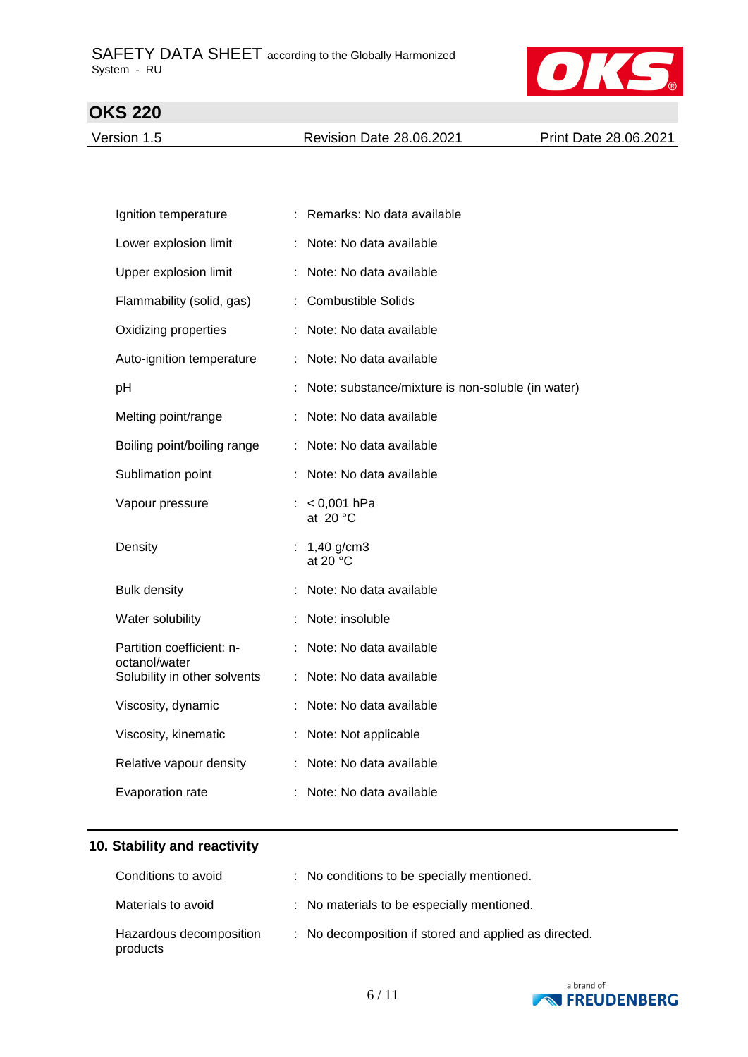| | |
|---|---|
| Ignition temperature | : Remarks: No data available |
| Lower explosion limit | : Note: No data available |
| Upper explosion limit | : Note: No data available |
| Flammability (solid, gas) | : Combustible Solids |
| Oxidizing properties | : Note: No data available |
| Auto-ignition temperature | : Note: No data available |
| pH | : Note: substance/mixture is non-soluble (in water) |
| Melting point/range | : Note: No data available |
| Boiling point/boiling range | : Note: No data available |
| Sublimation point | : Note: No data available |
| Vapour pressure | : < 0,001 hPa at 20 °C |
| Density | : 1,40 g/cm3 at 20 °C |
| Bulk density | : Note: No data available |
| Water solubility | : Note: insoluble |
| Partition coefficient: n-octanol/water | : Note: No data available |
| Solubility in other solvents | : Note: No data available |
| Viscosity, dynamic | : Note: No data available |
| Viscosity, kinematic | : Note: Not applicable |
| Relative vapour density | : Note: No data available |
| Evaporation rate | : Note: No data available |

## 10. Stability and reactivity

| | |
|---|---|
| Conditions to avoid | : No conditions to be specially mentioned. |
| Materials to avoid | : No materials to be especially mentioned. |
| Hazardous decomposition products | : No decomposition if stored and applied as directed. |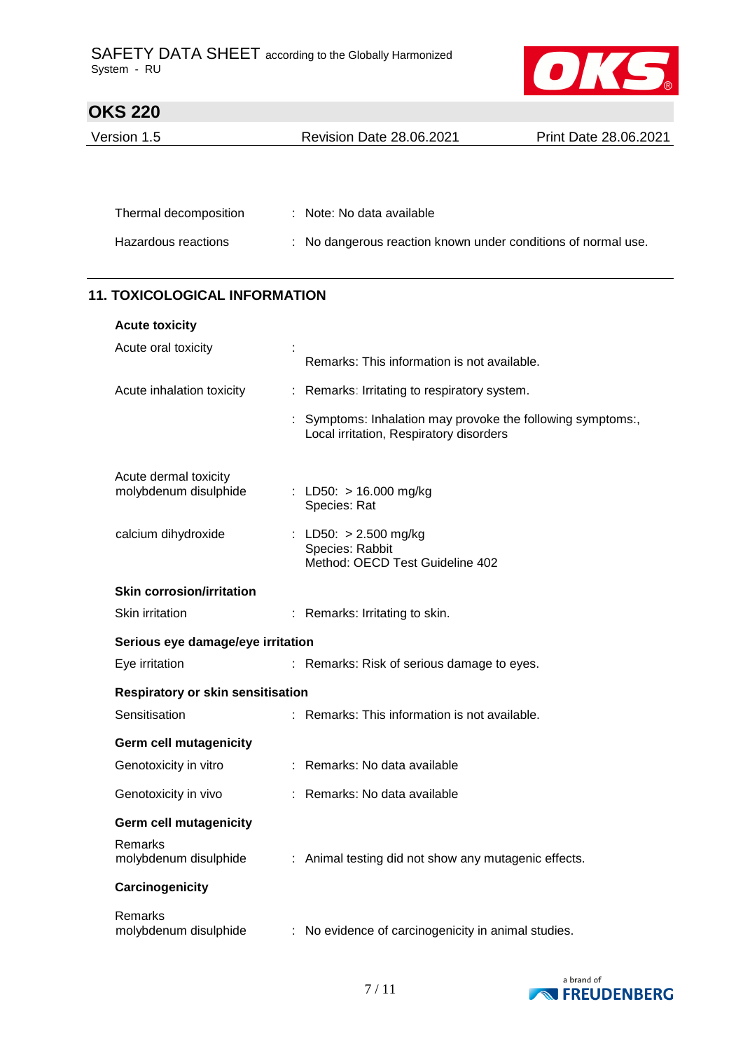Thermal decomposition : Note: No data available

Hazardous reactions : No dangerous reaction known under conditions of normal use.

## 11. TOXICOLOGICAL INFORMATION

**Acute toxicity**

Acute oral toxicity :
Remarks: This information is not available.

Acute inhalation toxicity : Remarks: Irritating to respiratory system.

: Symptoms: Inhalation may provoke the following symptoms:, Local irritation, Respiratory disorders

Acute dermal toxicity
molybdenum disulphide : LD50: > 16.000 mg/kg
Species: Rat

calcium dihydroxide : LD50: > 2.500 mg/kg
Species: Rabbit
Method: OECD Test Guideline 402

**Skin corrosion/irritation**

Skin irritation : Remarks: Irritating to skin.

**Serious eye damage/eye irritation**

Eye irritation : Remarks: Risk of serious damage to eyes.

**Respiratory or skin sensitisation**

Sensitisation : Remarks: This information is not available.

**Germ cell mutagenicity**

Genotoxicity in vitro : Remarks: No data available

Genotoxicity in vivo : Remarks: No data available

**Germ cell mutagenicity**

Remarks
molybdenum disulphide : Animal testing did not show any mutagenic effects.

**Carcinogenicity**

Remarks
molybdenum disulphide : No evidence of carcinogenicity in animal studies.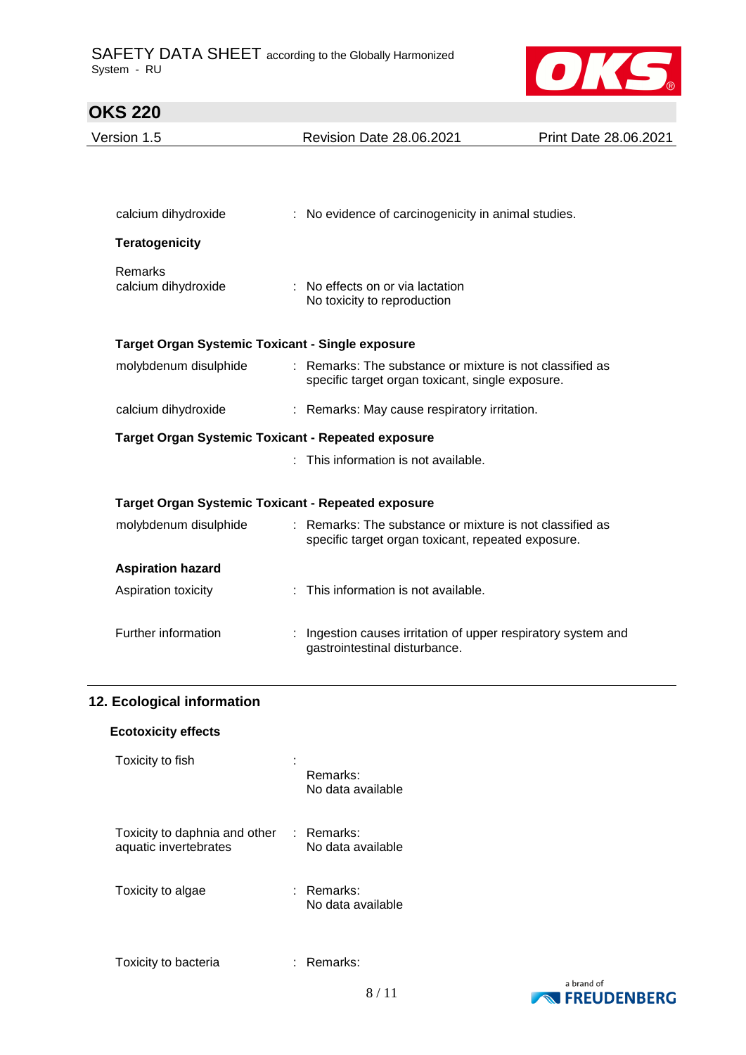calcium dihydroxide : No evidence of carcinogenicity in animal studies.

**Teratogenicity**

Remarks
calcium dihydroxide : No effects on or via lactation
No toxicity to reproduction

**Target Organ Systemic Toxicant - Single exposure**

molybdenum disulphide : Remarks: The substance or mixture is not classified as specific target organ toxicant, single exposure.

calcium dihydroxide : Remarks: May cause respiratory irritation.

**Target Organ Systemic Toxicant - Repeated exposure**

: This information is not available.

**Target Organ Systemic Toxicant - Repeated exposure**

molybdenum disulphide : Remarks: The substance or mixture is not classified as specific target organ toxicant, repeated exposure.

**Aspiration hazard**

Aspiration toxicity : This information is not available.

Further information : Ingestion causes irritation of upper respiratory system and gastrointestinal disturbance.

## 12. Ecological information

**Ecotoxicity effects**

Toxicity to fish :
Remarks:
No data available

Toxicity to daphnia and other aquatic invertebrates : Remarks:
No data available

Toxicity to algae : Remarks:
No data available

Toxicity to bacteria : Remarks: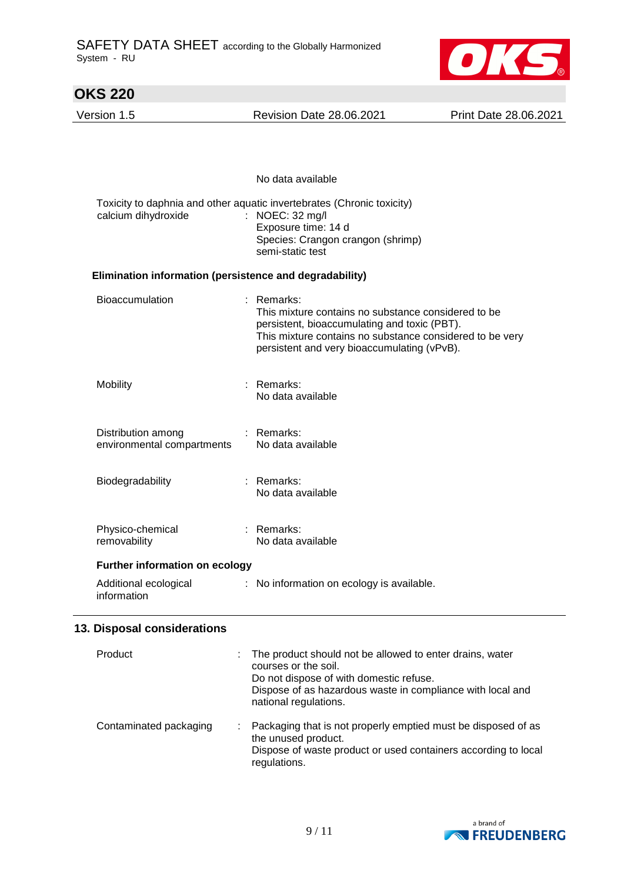No data available

Toxicity to daphnia and other aquatic invertebrates (Chronic toxicity)

calcium dihydroxide : NOEC: 32 mg/l
Exposure time: 14 d
Species: Crangon crangon (shrimp)
semi-static test

**Elimination information (persistence and degradability)**

Bioaccumulation : Remarks:
This mixture contains no substance considered to be persistent, bioaccumulating and toxic (PBT).
This mixture contains no substance considered to be very persistent and very bioaccumulating (vPvB).

Mobility : Remarks:
No data available

Distribution among environmental compartments : Remarks:
No data available

Biodegradability : Remarks:
No data available

Physico-chemical removability : Remarks:
No data available

**Further information on ecology**

Additional ecological information : No information on ecology is available.

## 13. Disposal considerations

Product : The product should not be allowed to enter drains, water courses or the soil.
Do not dispose of with domestic refuse.
Dispose of as hazardous waste in compliance with local and national regulations.

Contaminated packaging : Packaging that is not properly emptied must be disposed of as the unused product.
Dispose of waste product or used containers according to local regulations.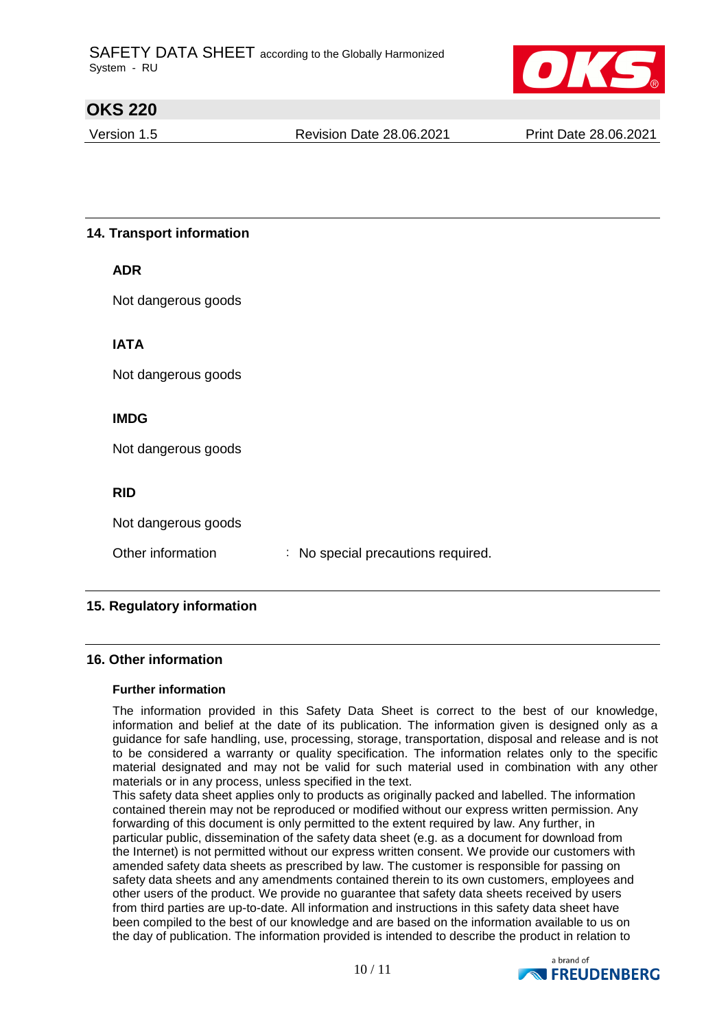## 14. Transport information

### ADR

Not dangerous goods

### IATA

Not dangerous goods

### IMDG

Not dangerous goods

### RID

Not dangerous goods

Other information : No special precautions required.

## 15. Regulatory information

## 16. Other information

### Further information

The information provided in this Safety Data Sheet is correct to the best of our knowledge, information and belief at the date of its publication. The information given is designed only as a guidance for safe handling, use, processing, storage, transportation, disposal and release and is not to be considered a warranty or quality specification. The information relates only to the specific material designated and may not be valid for such material used in combination with any other materials or in any process, unless specified in the text.
This safety data sheet applies only to products as originally packed and labelled. The information contained therein may not be reproduced or modified without our express written permission. Any forwarding of this document is only permitted to the extent required by law. Any further, in particular public, dissemination of the safety data sheet (e.g. as a document for download from the Internet) is not permitted without our express written consent. We provide our customers with amended safety data sheets as prescribed by law. The customer is responsible for passing on safety data sheets and any amendments contained therein to its own customers, employees and other users of the product. We provide no guarantee that safety data sheets received by users from third parties are up-to-date. All information and instructions in this safety data sheet have been compiled to the best of our knowledge and are based on the information available to us on the day of publication. The information provided is intended to describe the product in relation to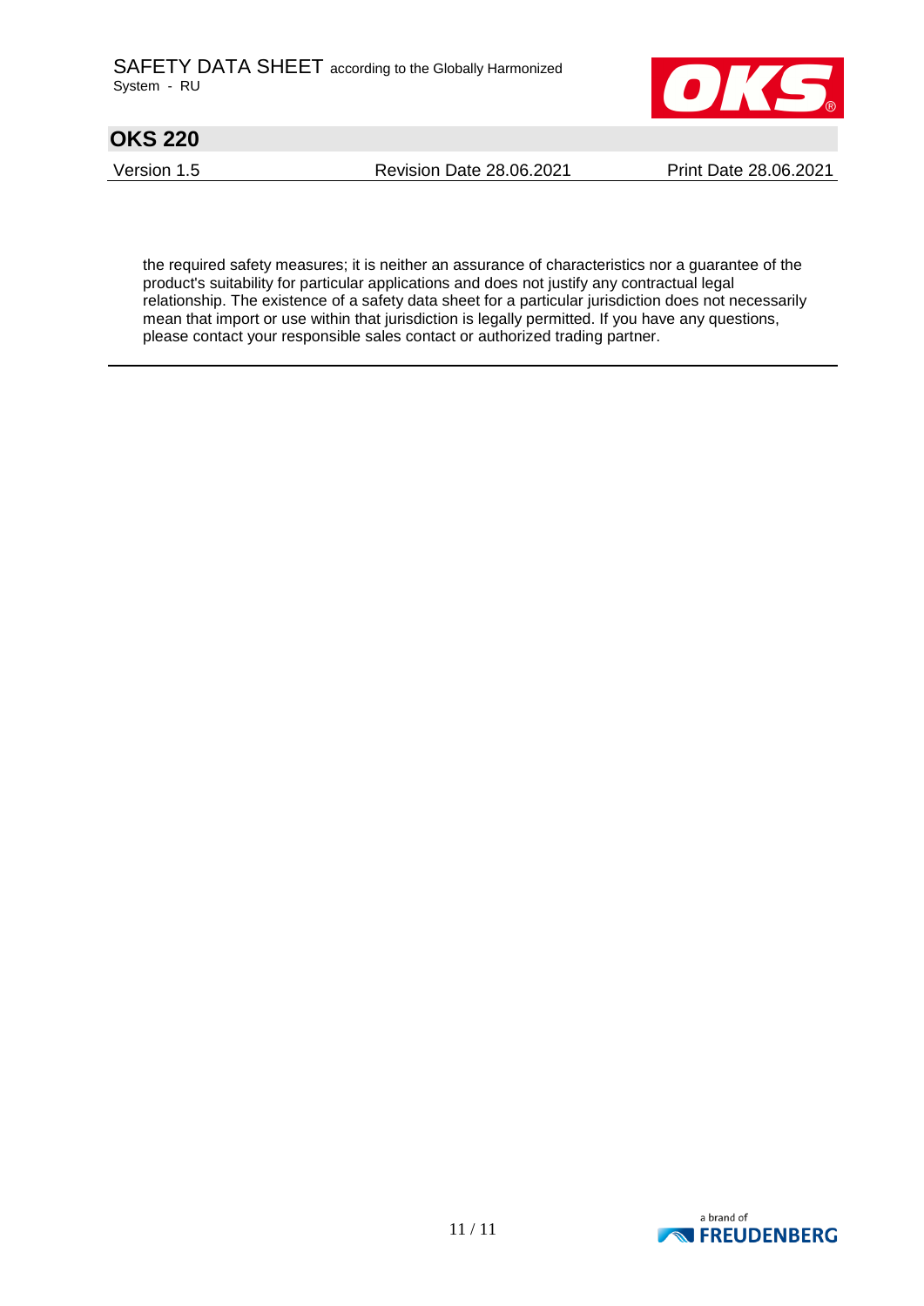the required safety measures; it is neither an assurance of characteristics nor a guarantee of the product's suitability for particular applications and does not justify any contractual legal relationship. The existence of a safety data sheet for a particular jurisdiction does not necessarily mean that import or use within that jurisdiction is legally permitted. If you have any questions, please contact your responsible sales contact or authorized trading partner.